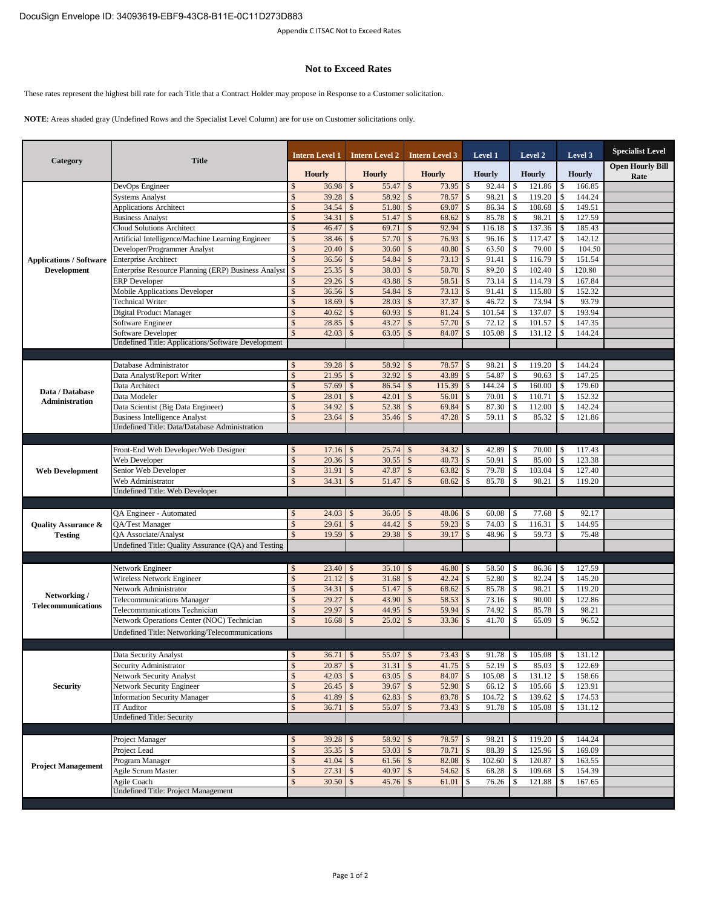DocuSign Envelope ID: 34093619-EBF9-43C8-B11E-0C11D273D883

Appendix C ITSAC Not to Exceed Rates

## Not to Exceed Rates

These rates represent the highest bill rate for each Title that a Contract Holder may propose in Response to a Customer solicitation.

**NOTE**: Areas shaded gray (Undefined Rows and the Specialist Level Column) are for use on Customer solicitations only.

| Category | Title | Intern Level 1 | Intern Level 2 | Intern Level 3 | Level 1 | Level 2 | Level 3 | Specialist Level |
|---|---|---|---|---|---|---|---|---|
| | | Hourly | Hourly | Hourly | Hourly | Hourly | Hourly | Open Hourly Bill Rate |
| Applications / Software Development | DevOps Engineer | $ 36.98 | $ 55.47 | $ 73.95 | $ 92.44 | $ 121.86 | $ 166.85 | |
| | Systems Analyst | $ 39.28 | $ 58.92 | $ 78.57 | $ 98.21 | $ 119.20 | $ 144.24 | |
| | Applications Architect | $ 34.54 | $ 51.80 | $ 69.07 | $ 86.34 | $ 108.68 | $ 149.51 | |
| | Business Analyst | $ 34.31 | $ 51.47 | $ 68.62 | $ 85.78 | $ 98.21 | $ 127.59 | |
| | Cloud Solutions Architect | $ 46.47 | $ 69.71 | $ 92.94 | $ 116.18 | $ 137.36 | $ 185.43 | |
| | Artificial Intelligence/Machine Learning Engineer | $ 38.46 | $ 57.70 | $ 76.93 | $ 96.16 | $ 117.47 | $ 142.12 | |
| | Developer/Programmer Analyst | $ 20.40 | $ 30.60 | $ 40.80 | $ 63.50 | $ 79.00 | $ 104.50 | |
| | Enterprise Architect | $ 36.56 | $ 54.84 | $ 73.13 | $ 91.41 | $ 116.79 | $ 151.54 | |
| | Enterprise Resource Planning (ERP) Business Analyst | $ 25.35 | $ 38.03 | $ 50.70 | $ 89.20 | $ 102.40 | $ 120.80 | |
| | ERP Developer | $ 29.26 | $ 43.88 | $ 58.51 | $ 73.14 | $ 114.79 | $ 167.84 | |
| | Mobile Applications Developer | $ 36.56 | $ 54.84 | $ 73.13 | $ 91.41 | $ 115.80 | $ 152.32 | |
| | Technical Writer | $ 18.69 | $ 28.03 | $ 37.37 | $ 46.72 | $ 73.94 | $ 93.79 | |
| | Digital Product Manager | $ 40.62 | $ 60.93 | $ 81.24 | $ 101.54 | $ 137.07 | $ 193.94 | |
| | Software Engineer | $ 28.85 | $ 43.27 | $ 57.70 | $ 72.12 | $ 101.57 | $ 147.35 | |
| | Software Developer | $ 42.03 | $ 63.05 | $ 84.07 | $ 105.08 | $ 131.12 | $ 144.24 | |
| | Undefined Title: Applications/Software Development | | | | | | | |
| Data / Database Administration | Database Administrator | $ 39.28 | $ 58.92 | $ 78.57 | $ 98.21 | $ 119.20 | $ 144.24 | |
| | Data Analyst/Report Writer | $ 21.95 | $ 32.92 | $ 43.89 | $ 54.87 | $ 90.63 | $ 147.25 | |
| | Data Architect | $ 57.69 | $ 86.54 | $ 115.39 | $ 144.24 | $ 160.00 | $ 179.60 | |
| | Data Modeler | $ 28.01 | $ 42.01 | $ 56.01 | $ 70.01 | $ 110.71 | $ 152.32 | |
| | Data Scientist (Big Data Engineer) | $ 34.92 | $ 52.38 | $ 69.84 | $ 87.30 | $ 112.00 | $ 142.24 | |
| | Business Intelligence Analyst | $ 23.64 | $ 35.46 | $ 47.28 | $ 59.11 | $ 85.32 | $ 121.86 | |
| | Undefined Title: Data/Database Administration | | | | | | | |
| Web Development | Front-End Web Developer/Web Designer | $ 17.16 | $ 25.74 | $ 34.32 | $ 42.89 | $ 70.00 | $ 117.43 | |
| | Web Developer | $ 20.36 | $ 30.55 | $ 40.73 | $ 50.91 | $ 85.00 | $ 123.38 | |
| | Senior Web Developer | $ 31.91 | $ 47.87 | $ 63.82 | $ 79.78 | $ 103.04 | $ 127.40 | |
| | Web Administrator | $ 34.31 | $ 51.47 | $ 68.62 | $ 85.78 | $ 98.21 | $ 119.20 | |
| | Undefined Title: Web Developer | | | | | | | |
| Quality Assurance & Testing | QA Engineer - Automated | $ 24.03 | $ 36.05 | $ 48.06 | $ 60.08 | $ 77.68 | $ 92.17 | |
| | QA/Test Manager | $ 29.61 | $ 44.42 | $ 59.23 | $ 74.03 | $ 116.31 | $ 144.95 | |
| | QA Associate/Analyst | $ 19.59 | $ 29.38 | $ 39.17 | $ 48.96 | $ 59.73 | $ 75.48 | |
| | Undefined Title: Quality Assurance (QA) and Testing | | | | | | | |
| Networking / Telecommunications | Network Engineer | $ 23.40 | $ 35.10 | $ 46.80 | $ 58.50 | $ 86.36 | $ 127.59 | |
| | Wireless Network Engineer | $ 21.12 | $ 31.68 | $ 42.24 | $ 52.80 | $ 82.24 | $ 145.20 | |
| | Network Administrator | $ 34.31 | $ 51.47 | $ 68.62 | $ 85.78 | $ 98.21 | $ 119.20 | |
| | Telecommunications Manager | $ 29.27 | $ 43.90 | $ 58.53 | $ 73.16 | $ 90.00 | $ 122.86 | |
| | Telecommunications Technician | $ 29.97 | $ 44.95 | $ 59.94 | $ 74.92 | $ 85.78 | $ 98.21 | |
| | Network Operations Center (NOC) Technician | $ 16.68 | $ 25.02 | $ 33.36 | $ 41.70 | $ 65.09 | $ 96.52 | |
| | Undefined Title: Networking/Telecommunications | | | | | | | |
| Security | Data Security Analyst | $ 36.71 | $ 55.07 | $ 73.43 | $ 91.78 | $ 105.08 | $ 131.12 | |
| | Security Administrator | $ 20.87 | $ 31.31 | $ 41.75 | $ 52.19 | $ 85.03 | $ 122.69 | |
| | Network Security Analyst | $ 42.03 | $ 63.05 | $ 84.07 | $ 105.08 | $ 131.12 | $ 158.66 | |
| | Network Security Engineer | $ 26.45 | $ 39.67 | $ 52.90 | $ 66.12 | $ 105.66 | $ 123.91 | |
| | Information Security Manager | $ 41.89 | $ 62.83 | $ 83.78 | $ 104.72 | $ 139.62 | $ 174.53 | |
| | IT Auditor | $ 36.71 | $ 55.07 | $ 73.43 | $ 91.78 | $ 105.08 | $ 131.12 | |
| | Undefined Title: Security | | | | | | | |
| Project Management | Project Manager | $ 39.28 | $ 58.92 | $ 78.57 | $ 98.21 | $ 119.20 | $ 144.24 | |
| | Project Lead | $ 35.35 | $ 53.03 | $ 70.71 | $ 88.39 | $ 125.96 | $ 169.09 | |
| | Program Manager | $ 41.04 | $ 61.56 | $ 82.08 | $ 102.60 | $ 120.87 | $ 163.55 | |
| | Agile Scrum Master | $ 27.31 | $ 40.97 | $ 54.62 | $ 68.28 | $ 109.68 | $ 154.39 | |
| | Agile Coach | $ 30.50 | $ 45.76 | $ 61.01 | $ 76.26 | $ 121.88 | $ 167.65 | |
| | Undefined Title: Project Management | | | | | | | |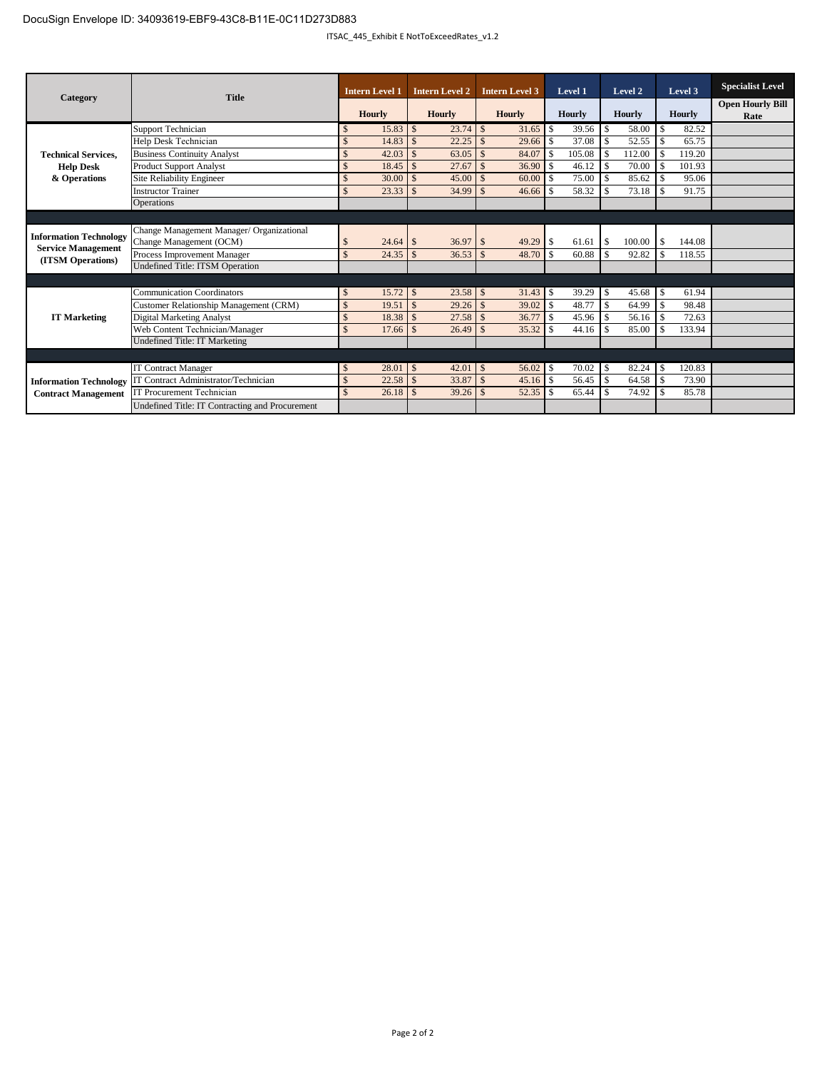DocuSign Envelope ID: 34093619-EBF9-43C8-B11E-0C11D273D883

ITSAC_445_Exhibit E NotToExceedRates_v1.2

| Category | Title | Intern Level 1 | Intern Level 2 | Intern Level 3 | Level 1 | Level 2 | Level 3 | Specialist Level |
|---|---|---|---|---|---|---|---|---|
| | | Hourly | Hourly | Hourly | Hourly | Hourly | Hourly | Open Hourly Bill Rate |
| Technical Services, Help Desk & Operations | Support Technician | $ 15.83 | $ 23.74 | $ 31.65 | $ 39.56 | $ 58.00 | $ 82.52 | |
| | Help Desk Technician | $ 14.83 | $ 22.25 | $ 29.66 | $ 37.08 | $ 52.55 | $ 65.75 | |
| | Business Continuity Analyst | $ 42.03 | $ 63.05 | $ 84.07 | $ 105.08 | $ 112.00 | $ 119.20 | |
| | Product Support Analyst | $ 18.45 | $ 27.67 | $ 36.90 | $ 46.12 | $ 70.00 | $ 101.93 | |
| | Site Reliability Engineer | $ 30.00 | $ 45.00 | $ 60.00 | $ 75.00 | $ 85.62 | $ 95.06 | |
| | Instructor Trainer | $ 23.33 | $ 34.99 | $ 46.66 | $ 58.32 | $ 73.18 | $ 91.75 | |
| | Operations | | | | | | | |
| | | | | | | | | |
| Information Technology Service Management (ITSM Operations) | Change Management Manager/ Organizational Change Management (OCM) | $ 24.64 | $ 36.97 | $ 49.29 | $ 61.61 | $ 100.00 | $ 144.08 | |
| | Process Improvement Manager | $ 24.35 | $ 36.53 | $ 48.70 | $ 60.88 | $ 92.82 | $ 118.55 | |
| | Undefined Title: ITSM Operation | | | | | | | |
| | | | | | | | | |
| IT Marketing | Communication Coordinators | $ 15.72 | $ 23.58 | $ 31.43 | $ 39.29 | $ 45.68 | $ 61.94 | |
| | Customer Relationship Management (CRM) | $ 19.51 | $ 29.26 | $ 39.02 | $ 48.77 | $ 64.99 | $ 98.48 | |
| | Digital Marketing Analyst | $ 18.38 | $ 27.58 | $ 36.77 | $ 45.96 | $ 56.16 | $ 72.63 | |
| | Web Content Technician/Manager | $ 17.66 | $ 26.49 | $ 35.32 | $ 44.16 | $ 85.00 | $ 133.94 | |
| | Undefined Title: IT Marketing | | | | | | | |
| | | | | | | | | |
| Information Technology Contract Management | IT Contract Manager | $ 28.01 | $ 42.01 | $ 56.02 | $ 70.02 | $ 82.24 | $ 120.83 | |
| | IT Contract Administrator/Technician | $ 22.58 | $ 33.87 | $ 45.16 | $ 56.45 | $ 64.58 | $ 73.90 | |
| | IT Procurement Technician | $ 26.18 | $ 39.26 | $ 52.35 | $ 65.44 | $ 74.92 | $ 85.78 | |
| | Undefined Title: IT Contracting and Procurement | | | | | | | |